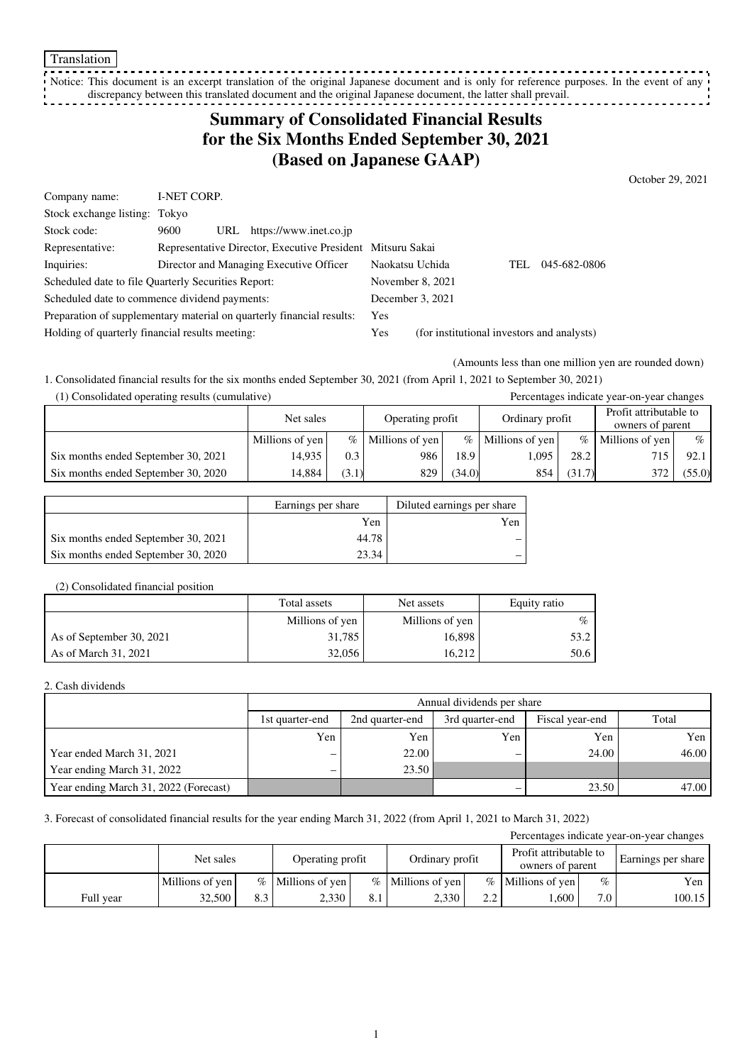Translation

Notice: This document is an excerpt translation of the original Japanese document and is only for reference purposes. In the event of any discrepancy between this translated document and the original Japanese document, the latter shall prevail.

# Summary of Consolidated Financial Results for the Six Months Ended September 30, 2021 (Based on Japanese GAAP)

October 29, 2021

| | | |
|---|---|---|
| Company name: | I-NET CORP. | |
| Stock exchange listing: | Tokyo | |
| Stock code: | 9600 URL https://www.inet.co.jp | |
| Representative: | Representative Director, Executive President | Mitsuru Sakai |
| Inquiries: | Director and Managing Executive Officer | Naokatsu Uchida TEL 045-682-0806 |
| Scheduled date to file Quarterly Securities Report: | | November 8, 2021 |
| Scheduled date to commence dividend payments: | | December 3, 2021 |
| Preparation of supplementary material on quarterly financial results: | | Yes |
| Holding of quarterly financial results meeting: | | Yes (for institutional investors and analysts) |

(Amounts less than one million yen are rounded down)

1. Consolidated financial results for the six months ended September 30, 2021 (from April 1, 2021 to September 30, 2021)

(1) Consolidated operating results (cumulative)

Percentages indicate year-on-year changes

| | Net sales | | Operating profit | | Ordinary profit | | Profit attributable to owners of parent | |
|---|---|---|---|---|---|---|---|---|
| | Millions of yen | % | Millions of yen | % | Millions of yen | % | Millions of yen | % |
| Six months ended September 30, 2021 | 14,935 | 0.3 | 986 | 18.9 | 1,095 | 28.2 | 715 | 92.1 |
| Six months ended September 30, 2020 | 14,884 | (3.1) | 829 | (34.0) | 854 | (31.7) | 372 | (55.0) |

| | Earnings per share | Diluted earnings per share |
|---|---|---|
| | Yen | Yen |
| Six months ended September 30, 2021 | 44.78 | – |
| Six months ended September 30, 2020 | 23.34 | – |

(2) Consolidated financial position

| | Total assets | Net assets | Equity ratio |
|---|---|---|---|
| | Millions of yen | Millions of yen | % |
| As of September 30, 2021 | 31,785 | 16,898 | 53.2 |
| As of March 31, 2021 | 32,056 | 16,212 | 50.6 |

2. Cash dividends

| | Annual dividends per share | | | | |
|---|---|---|---|---|---|
| | 1st quarter-end | 2nd quarter-end | 3rd quarter-end | Fiscal year-end | Total |
| | Yen | Yen | Yen | Yen | Yen |
| Year ended March 31, 2021 | – | 22.00 | – | 24.00 | 46.00 |
| Year ending March 31, 2022 | – | 23.50 | | | |
| Year ending March 31, 2022 (Forecast) | | | – | 23.50 | 47.00 |

3. Forecast of consolidated financial results for the year ending March 31, 2022 (from April 1, 2021 to March 31, 2022)

Percentages indicate year-on-year changes

| | Net sales | | Operating profit | | Ordinary profit | | Profit attributable to owners of parent | | Earnings per share |
|---|---|---|---|---|---|---|---|---|---|
| | Millions of yen | % | Millions of yen | % | Millions of yen | % | Millions of yen | % | Yen |
| Full year | 32,500 | 8.3 | 2,330 | 8.1 | 2,330 | 2.2 | 1,600 | 7.0 | 100.15 |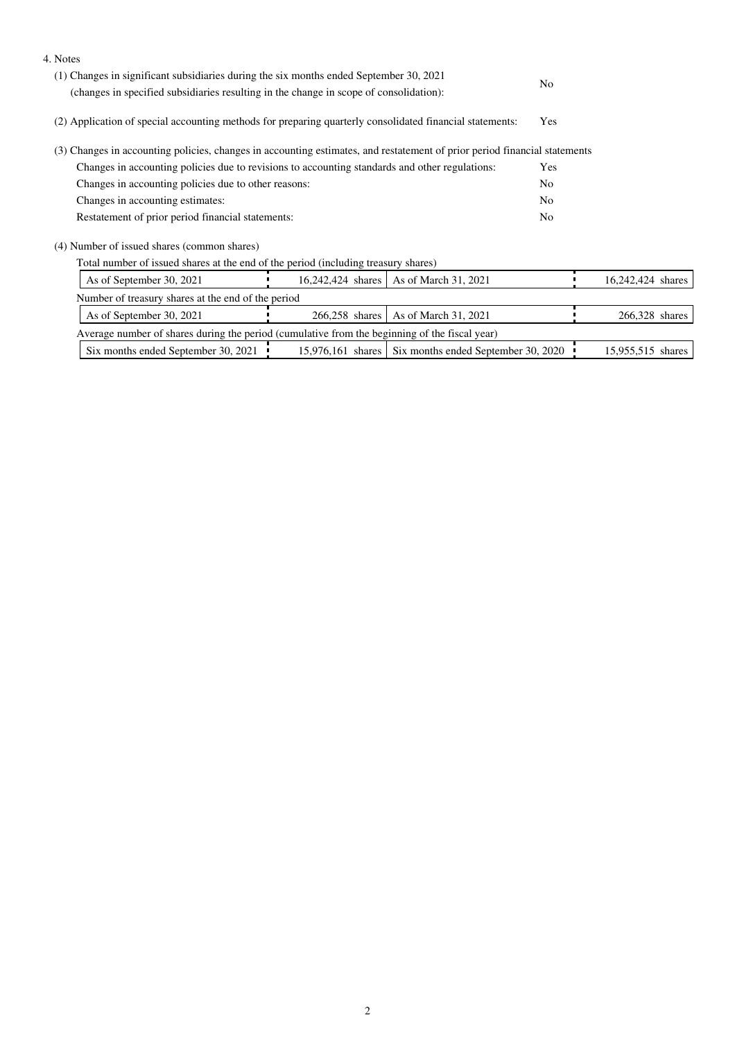4. Notes

(1) Changes in significant subsidiaries during the six months ended September 30, 2021 (changes in specified subsidiaries resulting in the change in scope of consolidation): No

(2) Application of special accounting methods for preparing quarterly consolidated financial statements: Yes

(3) Changes in accounting policies, changes in accounting estimates, and restatement of prior period financial statements

| | |
|---|---|
| Changes in accounting policies due to revisions to accounting standards and other regulations: | Yes |
| Changes in accounting policies due to other reasons: | No |
| Changes in accounting estimates: | No |
| Restatement of prior period financial statements: | No |

(4) Number of issued shares (common shares)

Total number of issued shares at the end of the period (including treasury shares)

| | | | |
|---|---|---|---|
| As of September 30, 2021 | 16,242,424 shares | As of March 31, 2021 | 16,242,424 shares |

Number of treasury shares at the end of the period

| | | | |
|---|---|---|---|
| As of September 30, 2021 | 266,258 shares | As of March 31, 2021 | 266,328 shares |

Average number of shares during the period (cumulative from the beginning of the fiscal year)

| | | | |
|---|---|---|---|
| Six months ended September 30, 2021 | 15,976,161 shares | Six months ended September 30, 2020 | 15,955,515 shares |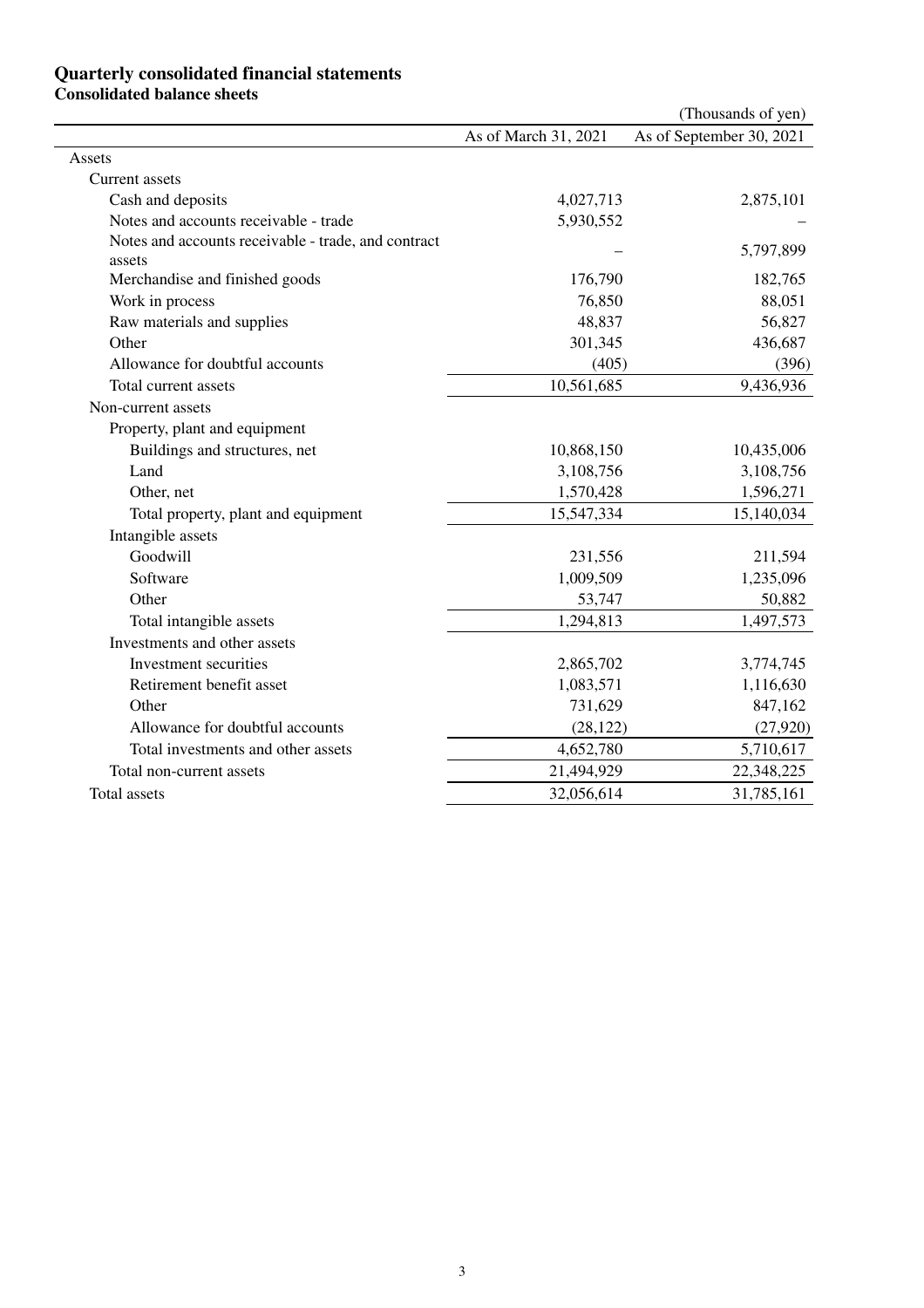# Quarterly consolidated financial statements

## Consolidated balance sheets

(Thousands of yen)

| | As of March 31, 2021 | As of September 30, 2021 |
|---|---|---|
| Assets | | |
| Current assets | | |
| Cash and deposits | 4,027,713 | 2,875,101 |
| Notes and accounts receivable - trade | 5,930,552 | – |
| Notes and accounts receivable - trade, and contract assets | – | 5,797,899 |
| Merchandise and finished goods | 176,790 | 182,765 |
| Work in process | 76,850 | 88,051 |
| Raw materials and supplies | 48,837 | 56,827 |
| Other | 301,345 | 436,687 |
| Allowance for doubtful accounts | (405) | (396) |
| Total current assets | 10,561,685 | 9,436,936 |
| Non-current assets | | |
| Property, plant and equipment | | |
| Buildings and structures, net | 10,868,150 | 10,435,006 |
| Land | 3,108,756 | 3,108,756 |
| Other, net | 1,570,428 | 1,596,271 |
| Total property, plant and equipment | 15,547,334 | 15,140,034 |
| Intangible assets | | |
| Goodwill | 231,556 | 211,594 |
| Software | 1,009,509 | 1,235,096 |
| Other | 53,747 | 50,882 |
| Total intangible assets | 1,294,813 | 1,497,573 |
| Investments and other assets | | |
| Investment securities | 2,865,702 | 3,774,745 |
| Retirement benefit asset | 1,083,571 | 1,116,630 |
| Other | 731,629 | 847,162 |
| Allowance for doubtful accounts | (28,122) | (27,920) |
| Total investments and other assets | 4,652,780 | 5,710,617 |
| Total non-current assets | 21,494,929 | 22,348,225 |
| Total assets | 32,056,614 | 31,785,161 |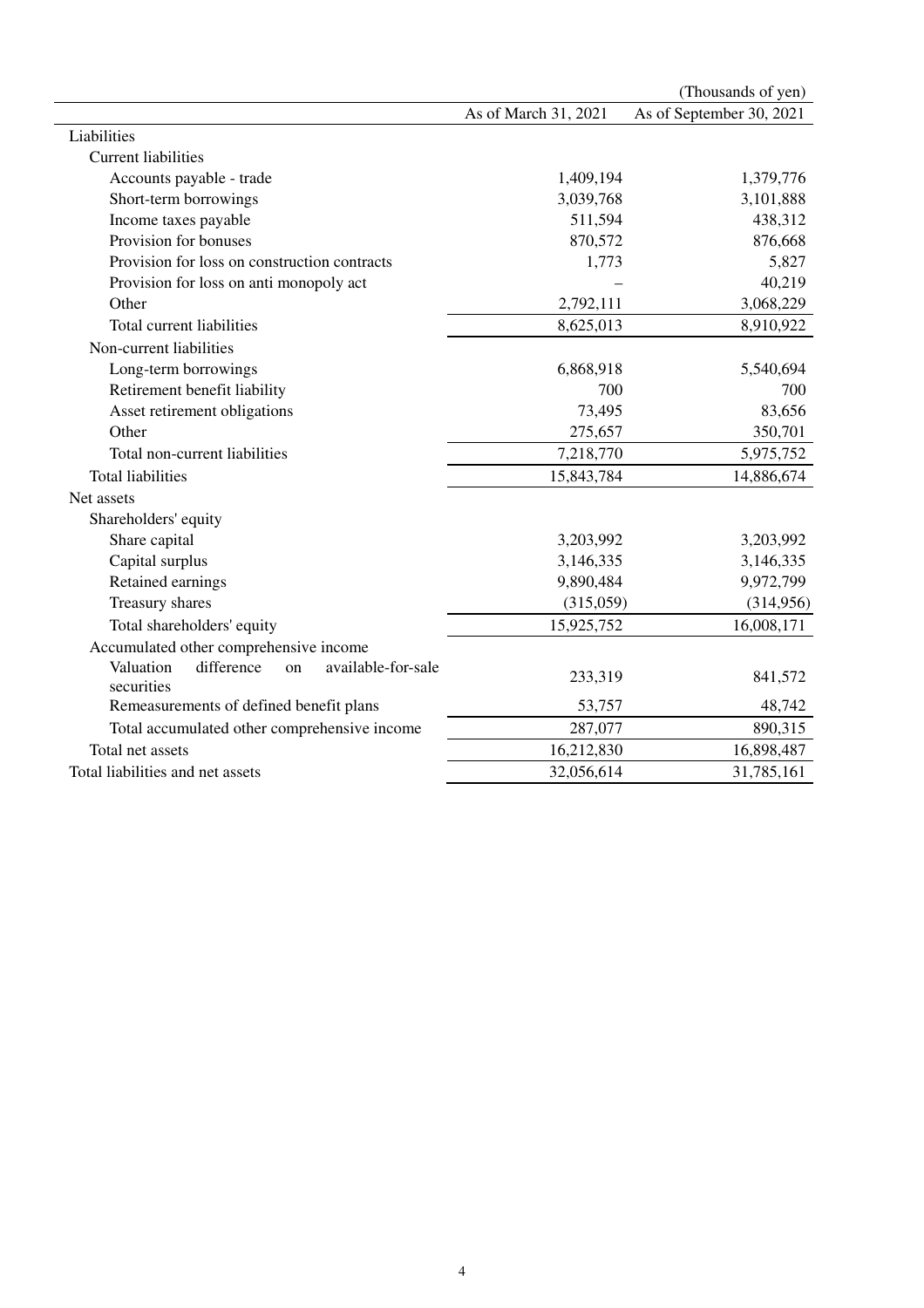(Thousands of yen)

| | As of March 31, 2021 | As of September 30, 2021 |
|---|---|---|
| Liabilities | | |
| Current liabilities | | |
| Accounts payable - trade | 1,409,194 | 1,379,776 |
| Short-term borrowings | 3,039,768 | 3,101,888 |
| Income taxes payable | 511,594 | 438,312 |
| Provision for bonuses | 870,572 | 876,668 |
| Provision for loss on construction contracts | 1,773 | 5,827 |
| Provision for loss on anti monopoly act | – | 40,219 |
| Other | 2,792,111 | 3,068,229 |
| Total current liabilities | 8,625,013 | 8,910,922 |
| Non-current liabilities | | |
| Long-term borrowings | 6,868,918 | 5,540,694 |
| Retirement benefit liability | 700 | 700 |
| Asset retirement obligations | 73,495 | 83,656 |
| Other | 275,657 | 350,701 |
| Total non-current liabilities | 7,218,770 | 5,975,752 |
| Total liabilities | 15,843,784 | 14,886,674 |
| Net assets | | |
| Shareholders' equity | | |
| Share capital | 3,203,992 | 3,203,992 |
| Capital surplus | 3,146,335 | 3,146,335 |
| Retained earnings | 9,890,484 | 9,972,799 |
| Treasury shares | (315,059) | (314,956) |
| Total shareholders' equity | 15,925,752 | 16,008,171 |
| Accumulated other comprehensive income | | |
| Valuation difference on available-for-sale securities | 233,319 | 841,572 |
| Remeasurements of defined benefit plans | 53,757 | 48,742 |
| Total accumulated other comprehensive income | 287,077 | 890,315 |
| Total net assets | 16,212,830 | 16,898,487 |
| Total liabilities and net assets | 32,056,614 | 31,785,161 |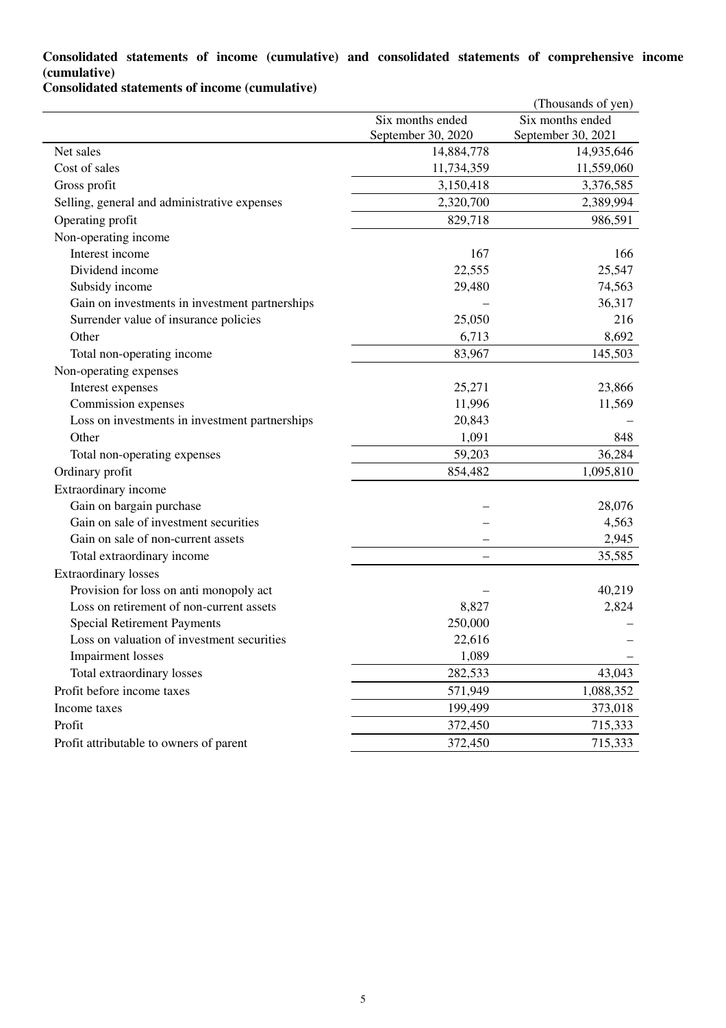### Consolidated statements of income (cumulative) and consolidated statements of comprehensive income (cumulative)

### Consolidated statements of income (cumulative)

(Thousands of yen)

| | Six months ended September 30, 2020 | Six months ended September 30, 2021 |
|---|---|---|
| Net sales | 14,884,778 | 14,935,646 |
| Cost of sales | 11,734,359 | 11,559,060 |
| Gross profit | 3,150,418 | 3,376,585 |
| Selling, general and administrative expenses | 2,320,700 | 2,389,994 |
| Operating profit | 829,718 | 986,591 |
| Non-operating income | | |
| Interest income | 167 | 166 |
| Dividend income | 22,555 | 25,547 |
| Subsidy income | 29,480 | 74,563 |
| Gain on investments in investment partnerships | – | 36,317 |
| Surrender value of insurance policies | 25,050 | 216 |
| Other | 6,713 | 8,692 |
| Total non-operating income | 83,967 | 145,503 |
| Non-operating expenses | | |
| Interest expenses | 25,271 | 23,866 |
| Commission expenses | 11,996 | 11,569 |
| Loss on investments in investment partnerships | 20,843 | – |
| Other | 1,091 | 848 |
| Total non-operating expenses | 59,203 | 36,284 |
| Ordinary profit | 854,482 | 1,095,810 |
| Extraordinary income | | |
| Gain on bargain purchase | – | 28,076 |
| Gain on sale of investment securities | – | 4,563 |
| Gain on sale of non-current assets | – | 2,945 |
| Total extraordinary income | – | 35,585 |
| Extraordinary losses | | |
| Provision for loss on anti monopoly act | – | 40,219 |
| Loss on retirement of non-current assets | 8,827 | 2,824 |
| Special Retirement Payments | 250,000 | – |
| Loss on valuation of investment securities | 22,616 | – |
| Impairment losses | 1,089 | – |
| Total extraordinary losses | 282,533 | 43,043 |
| Profit before income taxes | 571,949 | 1,088,352 |
| Income taxes | 199,499 | 373,018 |
| Profit | 372,450 | 715,333 |
| Profit attributable to owners of parent | 372,450 | 715,333 |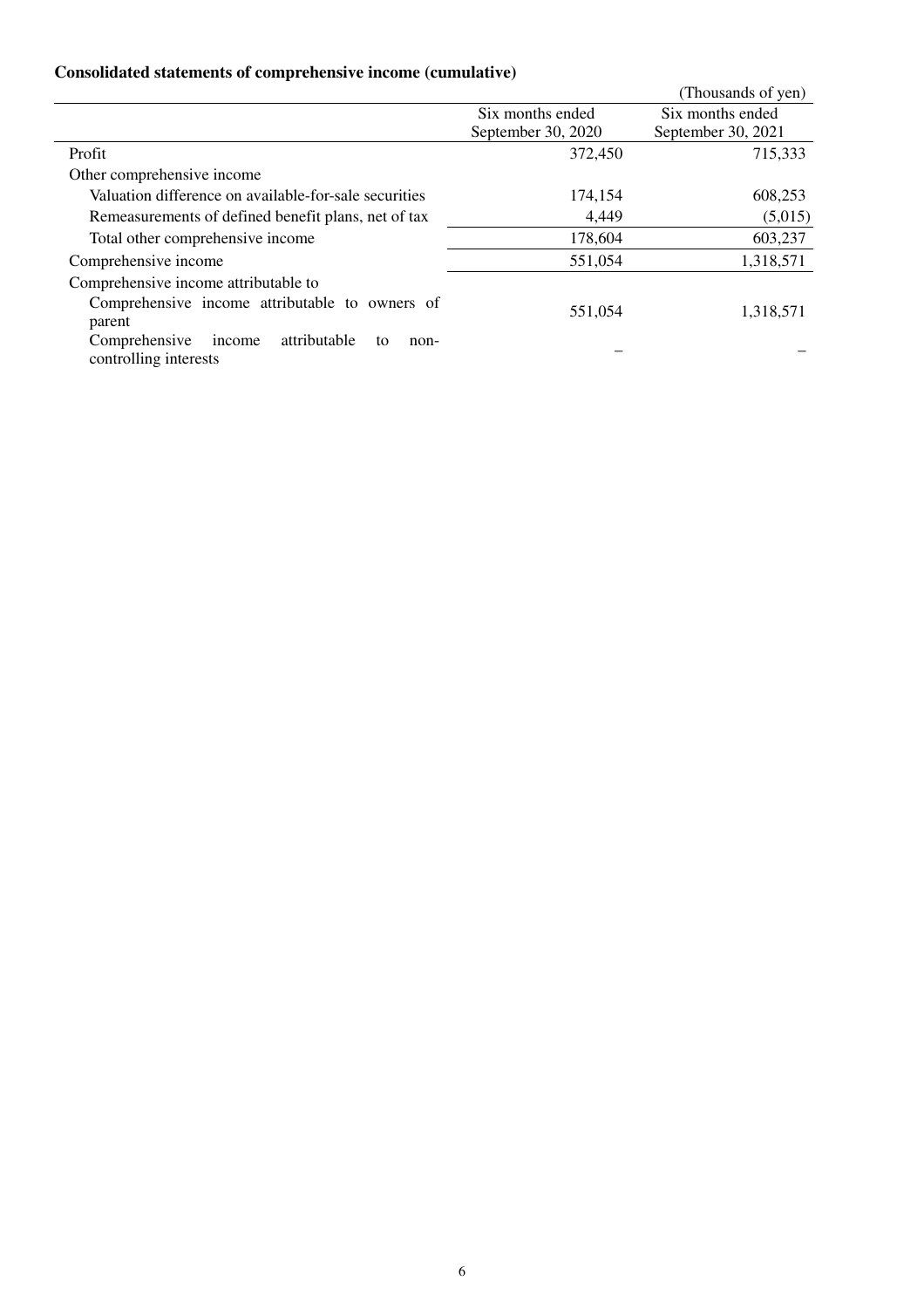**Consolidated statements of comprehensive income (cumulative)**

(Thousands of yen)

| | Six months ended September 30, 2020 | Six months ended September 30, 2021 |
|---|---|---|
| Profit | 372,450 | 715,333 |
| Other comprehensive income | | |
| Valuation difference on available-for-sale securities | 174,154 | 608,253 |
| Remeasurements of defined benefit plans, net of tax | 4,449 | (5,015) |
| Total other comprehensive income | 178,604 | 603,237 |
| Comprehensive income | 551,054 | 1,318,571 |
| Comprehensive income attributable to | | |
| Comprehensive income attributable to owners of parent | 551,054 | 1,318,571 |
| Comprehensive income attributable to non-controlling interests | – | – |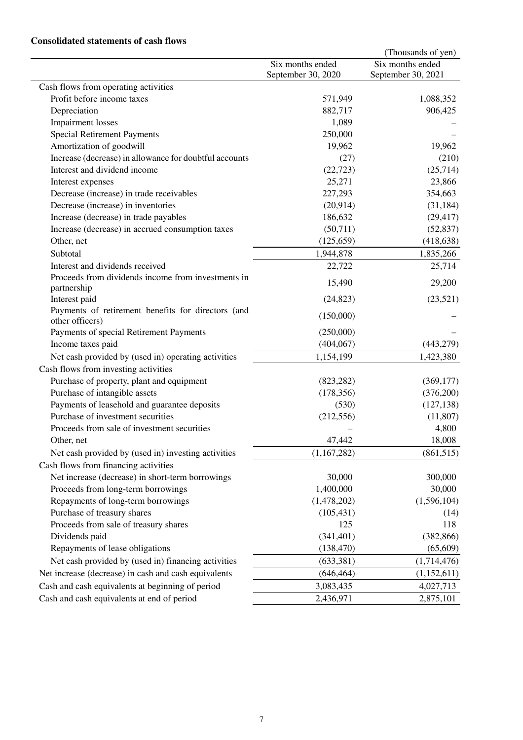**Consolidated statements of cash flows**

(Thousands of yen)

| | Six months ended September 30, 2020 | Six months ended September 30, 2021 |
|---|---|---|
| Cash flows from operating activities | | |
| Profit before income taxes | 571,949 | 1,088,352 |
| Depreciation | 882,717 | 906,425 |
| Impairment losses | 1,089 | – |
| Special Retirement Payments | 250,000 | – |
| Amortization of goodwill | 19,962 | 19,962 |
| Increase (decrease) in allowance for doubtful accounts | (27) | (210) |
| Interest and dividend income | (22,723) | (25,714) |
| Interest expenses | 25,271 | 23,866 |
| Decrease (increase) in trade receivables | 227,293 | 354,663 |
| Decrease (increase) in inventories | (20,914) | (31,184) |
| Increase (decrease) in trade payables | 186,632 | (29,417) |
| Increase (decrease) in accrued consumption taxes | (50,711) | (52,837) |
| Other, net | (125,659) | (418,638) |
| Subtotal | 1,944,878 | 1,835,266 |
| Interest and dividends received | 22,722 | 25,714 |
| Proceeds from dividends income from investments in partnership | 15,490 | 29,200 |
| Interest paid | (24,823) | (23,521) |
| Payments of retirement benefits for directors (and other officers) | (150,000) | – |
| Payments of special Retirement Payments | (250,000) | – |
| Income taxes paid | (404,067) | (443,279) |
| Net cash provided by (used in) operating activities | 1,154,199 | 1,423,380 |
| Cash flows from investing activities | | |
| Purchase of property, plant and equipment | (823,282) | (369,177) |
| Purchase of intangible assets | (178,356) | (376,200) |
| Payments of leasehold and guarantee deposits | (530) | (127,138) |
| Purchase of investment securities | (212,556) | (11,807) |
| Proceeds from sale of investment securities | – | 4,800 |
| Other, net | 47,442 | 18,008 |
| Net cash provided by (used in) investing activities | (1,167,282) | (861,515) |
| Cash flows from financing activities | | |
| Net increase (decrease) in short-term borrowings | 30,000 | 300,000 |
| Proceeds from long-term borrowings | 1,400,000 | 30,000 |
| Repayments of long-term borrowings | (1,478,202) | (1,596,104) |
| Purchase of treasury shares | (105,431) | (14) |
| Proceeds from sale of treasury shares | 125 | 118 |
| Dividends paid | (341,401) | (382,866) |
| Repayments of lease obligations | (138,470) | (65,609) |
| Net cash provided by (used in) financing activities | (633,381) | (1,714,476) |
| Net increase (decrease) in cash and cash equivalents | (646,464) | (1,152,611) |
| Cash and cash equivalents at beginning of period | 3,083,435 | 4,027,713 |
| Cash and cash equivalents at end of period | 2,436,971 | 2,875,101 |